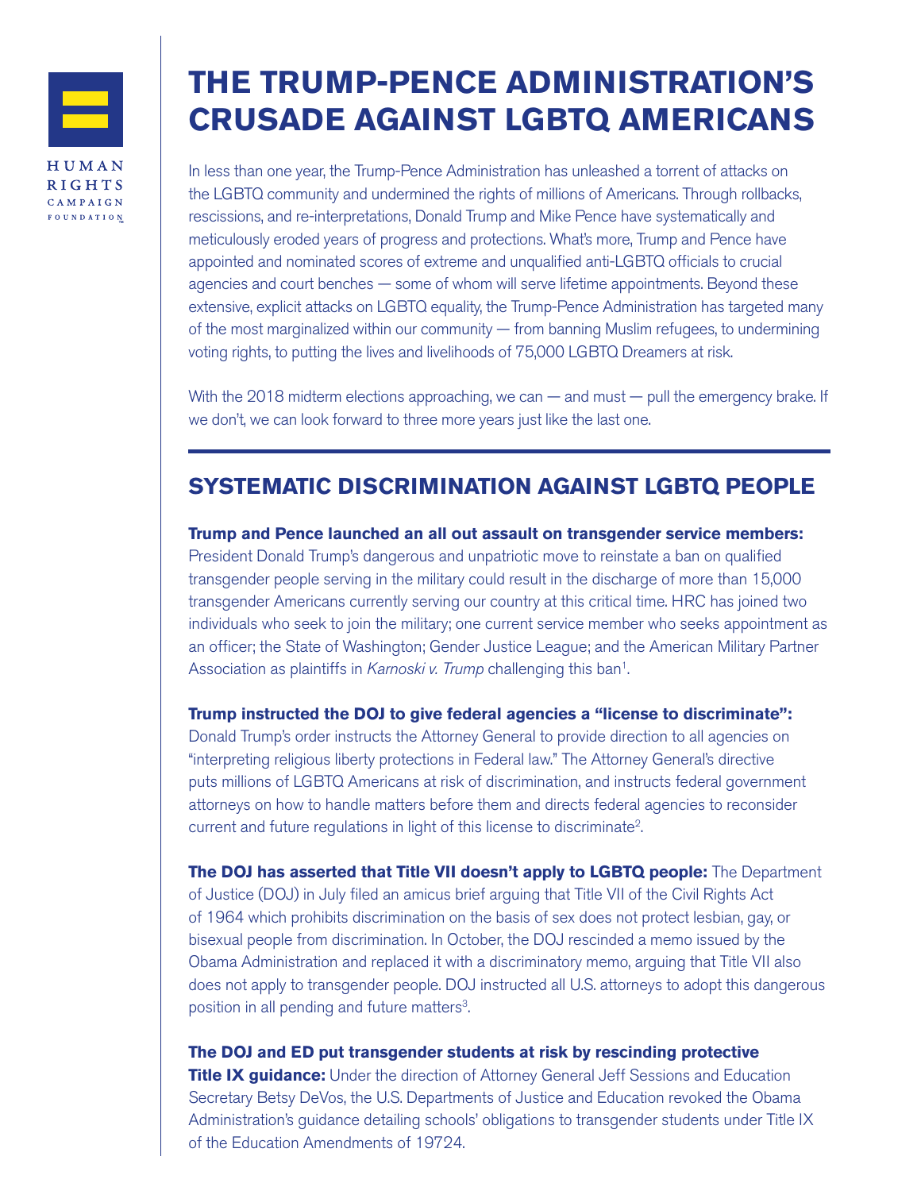HUMAN RIGHTS CAMPAIGN FOUNDATION

# THE TRUMP-PENCE ADMINISTRATION'S CRUSADE AGAINST LGBTQ AMERICANS

In less than one year, the Trump-Pence Administration has unleashed a torrent of attacks on the LGBTQ community and undermined the rights of millions of Americans. Through rollbacks, rescissions, and re-interpretations, Donald Trump and Mike Pence have systematically and meticulously eroded years of progress and protections. What's more, Trump and Pence have appointed and nominated scores of extreme and unqualified anti-LGBTQ officials to crucial agencies and court benches — some of whom will serve lifetime appointments. Beyond these extensive, explicit attacks on LGBTQ equality, the Trump-Pence Administration has targeted many of the most marginalized within our community — from banning Muslim refugees, to undermining voting rights, to putting the lives and livelihoods of 75,000 LGBTQ Dreamers at risk.

With the 2018 midterm elections approaching, we can — and must — pull the emergency brake. If we don't, we can look forward to three more years just like the last one.

## SYSTEMATIC DISCRIMINATION AGAINST LGBTQ PEOPLE

**Trump and Pence launched an all out assault on transgender service members:** President Donald Trump's dangerous and unpatriotic move to reinstate a ban on qualified transgender people serving in the military could result in the discharge of more than 15,000 transgender Americans currently serving our country at this critical time. HRC has joined two individuals who seek to join the military; one current service member who seeks appointment as an officer; the State of Washington; Gender Justice League; and the American Military Partner Association as plaintiffs in *Karnoski v. Trump* challenging this ban[1].

**Trump instructed the DOJ to give federal agencies a "license to discriminate":** Donald Trump's order instructs the Attorney General to provide direction to all agencies on "interpreting religious liberty protections in Federal law." The Attorney General's directive puts millions of LGBTQ Americans at risk of discrimination, and instructs federal government attorneys on how to handle matters before them and directs federal agencies to reconsider current and future regulations in light of this license to discriminate[2].

**The DOJ has asserted that Title VII doesn't apply to LGBTQ people:** The Department of Justice (DOJ) in July filed an amicus brief arguing that Title VII of the Civil Rights Act of 1964 which prohibits discrimination on the basis of sex does not protect lesbian, gay, or bisexual people from discrimination. In October, the DOJ rescinded a memo issued by the Obama Administration and replaced it with a discriminatory memo, arguing that Title VII also does not apply to transgender people. DOJ instructed all U.S. attorneys to adopt this dangerous position in all pending and future matters[3].

**The DOJ and ED put transgender students at risk by rescinding protective Title IX guidance:** Under the direction of Attorney General Jeff Sessions and Education Secretary Betsy DeVos, the U.S. Departments of Justice and Education revoked the Obama Administration's guidance detailing schools' obligations to transgender students under Title IX of the Education Amendments of 1972[4].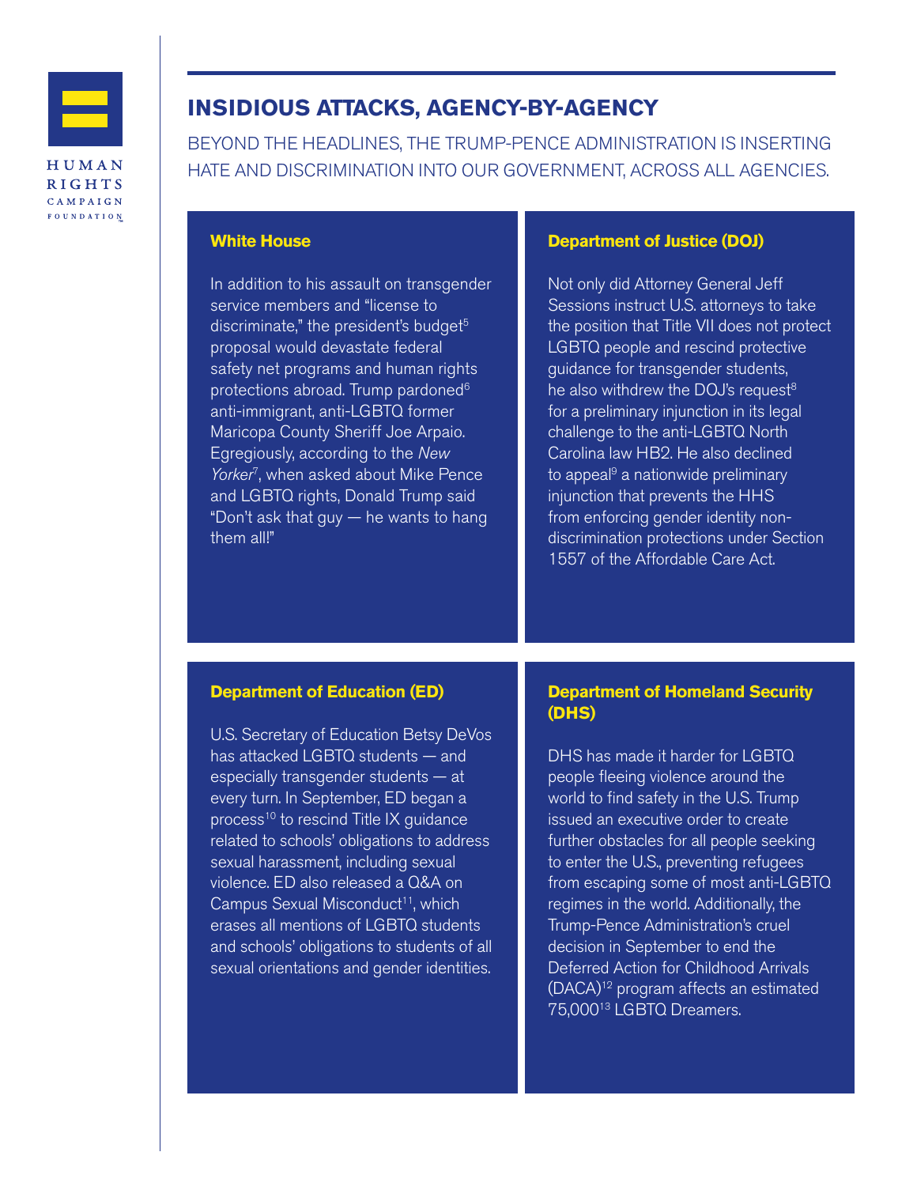# INSIDIOUS ATTACKS, AGENCY-BY-AGENCY

BEYOND THE HEADLINES, THE TRUMP-PENCE ADMINISTRATION IS INSERTING HATE AND DISCRIMINATION INTO OUR GOVERNMENT, ACROSS ALL AGENCIES.

### White House

In addition to his assault on transgender service members and "license to discriminate," the president's budget[5] proposal would devastate federal safety net programs and human rights protections abroad. Trump pardoned[6] anti-immigrant, anti-LGBTQ former Maricopa County Sheriff Joe Arpaio. Egregiously, according to the *New Yorker*[7], when asked about Mike Pence and LGBTQ rights, Donald Trump said "Don't ask that guy — he wants to hang them all!"

### Department of Justice (DOJ)

Not only did Attorney General Jeff Sessions instruct U.S. attorneys to take the position that Title VII does not protect LGBTQ people and rescind protective guidance for transgender students, he also withdrew the DOJ's request[8] for a preliminary injunction in its legal challenge to the anti-LGBTQ North Carolina law HB2. He also declined to appeal[9] a nationwide preliminary injunction that prevents the HHS from enforcing gender identity non-discrimination protections under Section 1557 of the Affordable Care Act.

### Department of Education (ED)

U.S. Secretary of Education Betsy DeVos has attacked LGBTQ students — and especially transgender students — at every turn. In September, ED began a process[10] to rescind Title IX guidance related to schools' obligations to address sexual harassment, including sexual violence. ED also released a Q&A on Campus Sexual Misconduct[11], which erases all mentions of LGBTQ students and schools' obligations to students of all sexual orientations and gender identities.

### Department of Homeland Security (DHS)

DHS has made it harder for LGBTQ people fleeing violence around the world to find safety in the U.S. Trump issued an executive order to create further obstacles for all people seeking to enter the U.S., preventing refugees from escaping some of most anti-LGBTQ regimes in the world. Additionally, the Trump-Pence Administration's cruel decision in September to end the Deferred Action for Childhood Arrivals (DACA)[12] program affects an estimated 75,000[13] LGBTQ Dreamers.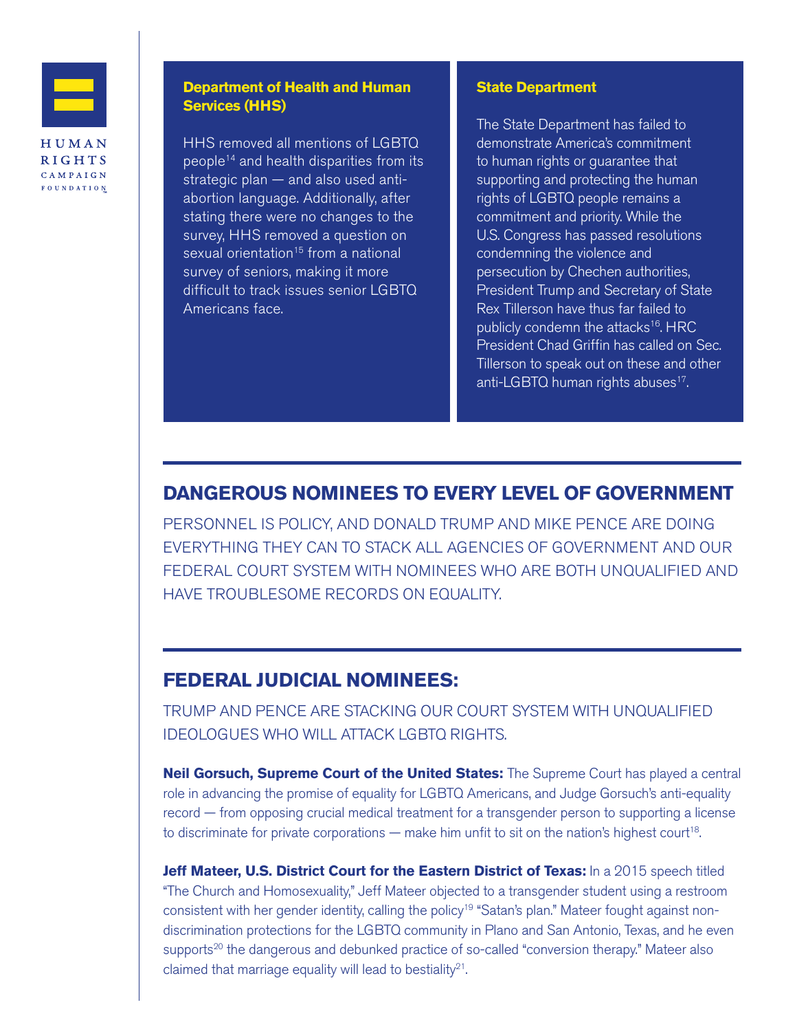### Department of Health and Human Services (HHS)

HHS removed all mentions of LGBTQ people[14] and health disparities from its strategic plan — and also used anti-abortion language. Additionally, after stating there were no changes to the survey, HHS removed a question on sexual orientation[15] from a national survey of seniors, making it more difficult to track issues senior LGBTQ Americans face.

### State Department

The State Department has failed to demonstrate America's commitment to human rights or guarantee that supporting and protecting the human rights of LGBTQ people remains a commitment and priority. While the U.S. Congress has passed resolutions condemning the violence and persecution by Chechen authorities, President Trump and Secretary of State Rex Tillerson have thus far failed to publicly condemn the attacks[16]. HRC President Chad Griffin has called on Sec. Tillerson to speak out on these and other anti-LGBTQ human rights abuses[17].

## DANGEROUS NOMINEES TO EVERY LEVEL OF GOVERNMENT

PERSONNEL IS POLICY, AND DONALD TRUMP AND MIKE PENCE ARE DOING EVERYTHING THEY CAN TO STACK ALL AGENCIES OF GOVERNMENT AND OUR FEDERAL COURT SYSTEM WITH NOMINEES WHO ARE BOTH UNQUALIFIED AND HAVE TROUBLESOME RECORDS ON EQUALITY.

## FEDERAL JUDICIAL NOMINEES:

TRUMP AND PENCE ARE STACKING OUR COURT SYSTEM WITH UNQUALIFIED IDEOLOGUES WHO WILL ATTACK LGBTQ RIGHTS.

**Neil Gorsuch, Supreme Court of the United States:** The Supreme Court has played a central role in advancing the promise of equality for LGBTQ Americans, and Judge Gorsuch's anti-equality record — from opposing crucial medical treatment for a transgender person to supporting a license to discriminate for private corporations — make him unfit to sit on the nation's highest court[18].

**Jeff Mateer, U.S. District Court for the Eastern District of Texas:** In a 2015 speech titled "The Church and Homosexuality," Jeff Mateer objected to a transgender student using a restroom consistent with her gender identity, calling the policy[19] "Satan's plan." Mateer fought against non-discrimination protections for the LGBTQ community in Plano and San Antonio, Texas, and he even supports[20] the dangerous and debunked practice of so-called "conversion therapy." Mateer also claimed that marriage equality will lead to bestiality[21].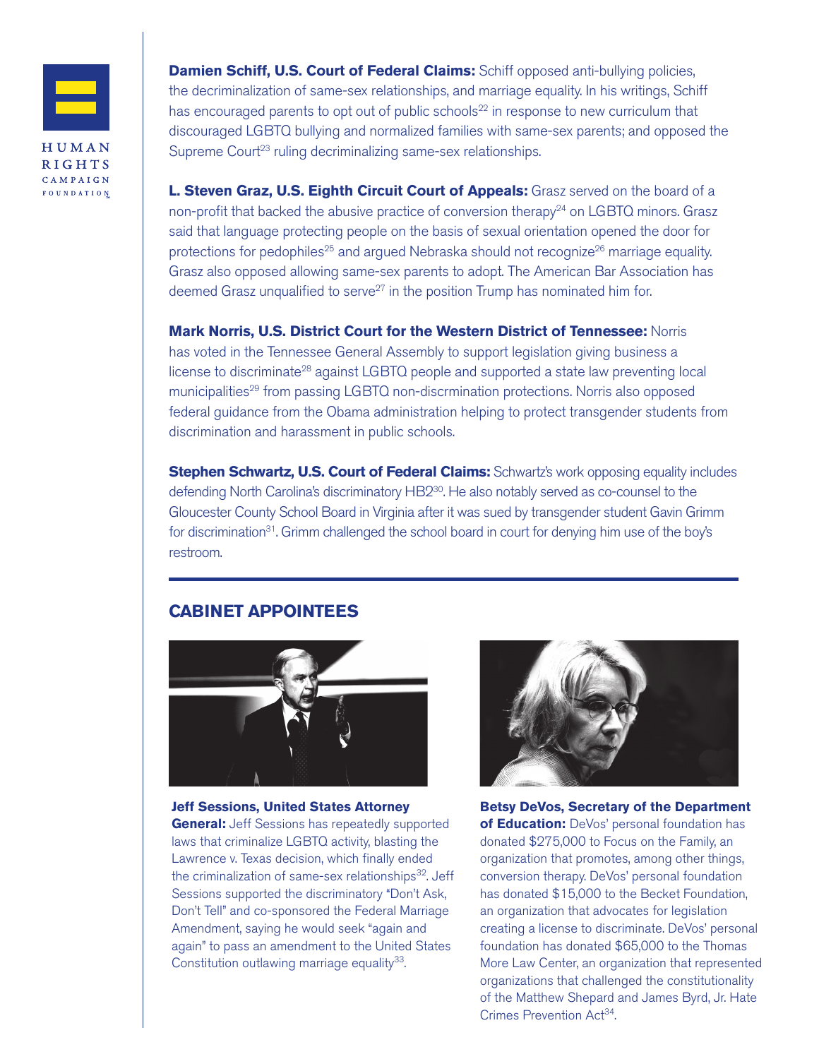**Damien Schiff, U.S. Court of Federal Claims:** Schiff opposed anti-bullying policies, the decriminalization of same-sex relationships, and marriage equality. In his writings, Schiff has encouraged parents to opt out of public schools[22] in response to new curriculum that discouraged LGBTQ bullying and normalized families with same-sex parents; and opposed the Supreme Court[23] ruling decriminalizing same-sex relationships.

**L. Steven Graz, U.S. Eighth Circuit Court of Appeals:** Grasz served on the board of a non-profit that backed the abusive practice of conversion therapy[24] on LGBTQ minors. Grasz said that language protecting people on the basis of sexual orientation opened the door for protections for pedophiles[25] and argued Nebraska should not recognize[26] marriage equality. Grasz also opposed allowing same-sex parents to adopt. The American Bar Association has deemed Grasz unqualified to serve[27] in the position Trump has nominated him for.

**Mark Norris, U.S. District Court for the Western District of Tennessee:** Norris has voted in the Tennessee General Assembly to support legislation giving business a license to discriminate[28] against LGBTQ people and supported a state law preventing local municipalities[29] from passing LGBTQ non-discrmination protections. Norris also opposed federal guidance from the Obama administration helping to protect transgender students from discrimination and harassment in public schools.

**Stephen Schwartz, U.S. Court of Federal Claims:** Schwartz's work opposing equality includes defending North Carolina's discriminatory HB2[30]. He also notably served as co-counsel to the Gloucester County School Board in Virginia after it was sued by transgender student Gavin Grimm for discrimination[31]. Grimm challenged the school board in court for denying him use of the boy's restroom.

## CABINET APPOINTEES

**Jeff Sessions, United States Attorney General:** Jeff Sessions has repeatedly supported laws that criminalize LGBTQ activity, blasting the Lawrence v. Texas decision, which finally ended the criminalization of same-sex relationships[32]. Jeff Sessions supported the discriminatory "Don't Ask, Don't Tell" and co-sponsored the Federal Marriage Amendment, saying he would seek "again and again" to pass an amendment to the United States Constitution outlawing marriage equality[33].

**Betsy DeVos, Secretary of the Department of Education:** DeVos' personal foundation has donated $275,000 to Focus on the Family, an organization that promotes, among other things, conversion therapy. DeVos' personal foundation has donated $15,000 to the Becket Foundation, an organization that advocates for legislation creating a license to discriminate. DeVos' personal foundation has donated $65,000 to the Thomas More Law Center, an organization that represented organizations that challenged the constitutionality of the Matthew Shepard and James Byrd, Jr. Hate Crimes Prevention Act[34].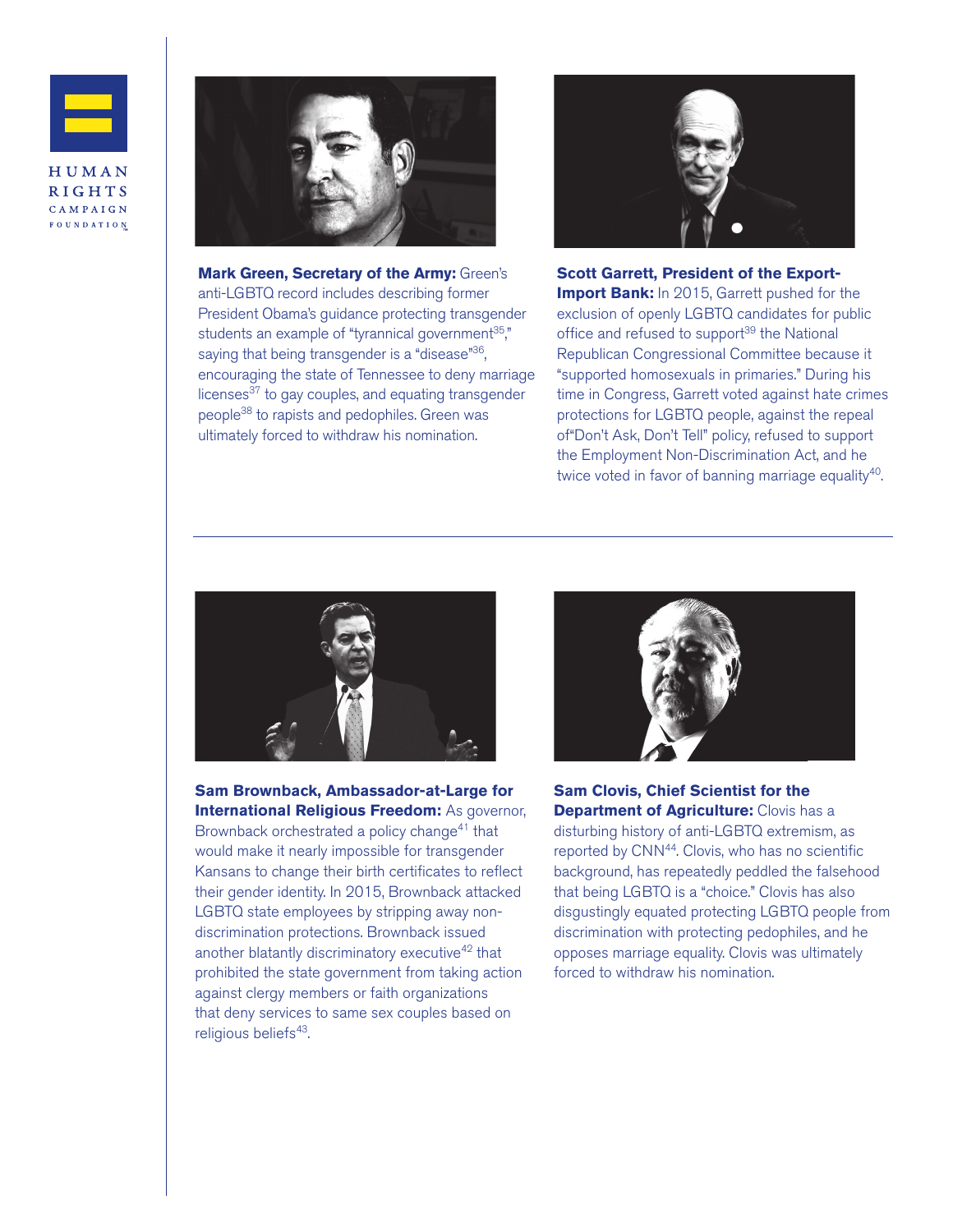**Mark Green, Secretary of the Army:** Green's anti-LGBTQ record includes describing former President Obama's guidance protecting transgender students an example of "tyrannical government[35]," saying that being transgender is a "disease"[36], encouraging the state of Tennessee to deny marriage licenses[37] to gay couples, and equating transgender people[38] to rapists and pedophiles. Green was ultimately forced to withdraw his nomination.

**Scott Garrett, President of the Export-Import Bank:** In 2015, Garrett pushed for the exclusion of openly LGBTQ candidates for public office and refused to support[39] the National Republican Congressional Committee because it "supported homosexuals in primaries." During his time in Congress, Garrett voted against hate crimes protections for LGBTQ people, against the repeal of"Don't Ask, Don't Tell" policy, refused to support the Employment Non-Discrimination Act, and he twice voted in favor of banning marriage equality[40].

---

**Sam Brownback, Ambassador-at-Large for International Religious Freedom:** As governor, Brownback orchestrated a policy change[41] that would make it nearly impossible for transgender Kansans to change their birth certificates to reflect their gender identity. In 2015, Brownback attacked LGBTQ state employees by stripping away non-discrimination protections. Brownback issued another blatantly discriminatory executive[42] that prohibited the state government from taking action against clergy members or faith organizations that deny services to same sex couples based on religious beliefs[43].

**Sam Clovis, Chief Scientist for the Department of Agriculture:** Clovis has a disturbing history of anti-LGBTQ extremism, as reported by CNN[44]. Clovis, who has no scientific background, has repeatedly peddled the falsehood that being LGBTQ is a "choice." Clovis has also disgustingly equated protecting LGBTQ people from discrimination with protecting pedophiles, and he opposes marriage equality. Clovis was ultimately forced to withdraw his nomination.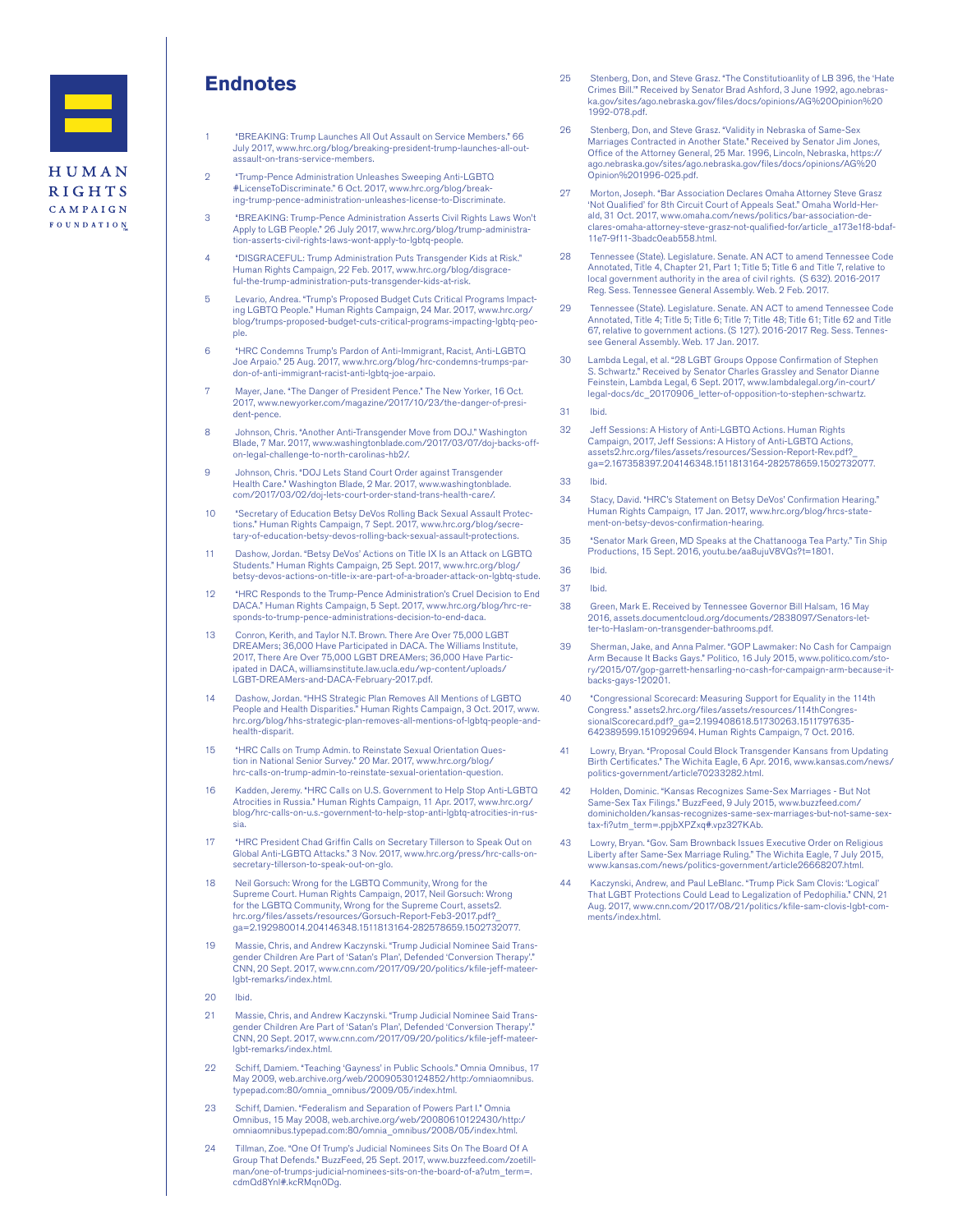## Endnotes

1. "BREAKING: Trump Launches All Out Assault on Service Members." 66 July 2017, www.hrc.org/blog/breaking-president-trump-launches-all-out-assault-on-trans-service-members.
2. "Trump-Pence Administration Unleashes Sweeping Anti-LGBTQ #LicenseToDiscriminate." 6 Oct. 2017, www.hrc.org/blog/breaking-trump-pence-administration-unleashes-license-to-Discriminate.
3. "BREAKING: Trump-Pence Administration Asserts Civil Rights Laws Won't Apply to LGB People." 26 July 2017, www.hrc.org/blog/trump-administration-asserts-civil-rights-laws-wont-apply-to-lgbtq-people.
4. "DISGRACEFUL: Trump Administration Puts Transgender Kids at Risk." Human Rights Campaign, 22 Feb. 2017, www.hrc.org/blog/disgraceful-the-trump-administration-puts-transgender-kids-at-risk.
5. Levario, Andrea. "Trump's Proposed Budget Cuts Critical Programs Impacting LGBTQ People." Human Rights Campaign, 24 Mar. 2017, www.hrc.org/blog/trumps-proposed-budget-cuts-critical-programs-impacting-lgbtq-people.
6. "HRC Condemns Trump's Pardon of Anti-Immigrant, Racist, Anti-LGBTQ Joe Arpaio." 25 Aug. 2017, www.hrc.org/blog/hrc-condemns-trumps-pardon-of-anti-immigrant-racist-anti-lgbtq-joe-arpaio.
7. Mayer, Jane. "The Danger of President Pence." The New Yorker, 16 Oct. 2017, www.newyorker.com/magazine/2017/10/23/the-danger-of-president-pence.
8. Johnson, Chris. "Another Anti-Transgender Move from DOJ." Washington Blade, 7 Mar. 2017, www.washingtonblade.com/2017/03/07/doj-backs-off-on-legal-challenge-to-north-carolinas-hb2/.
9. Johnson, Chris. "DOJ Lets Stand Court Order against Transgender Health Care." Washington Blade, 2 Mar. 2017, www.washingtonblade.com/2017/03/02/doj-lets-court-order-stand-trans-health-care/.
10. "Secretary of Education Betsy DeVos Rolling Back Sexual Assault Protections." Human Rights Campaign, 7 Sept. 2017, www.hrc.org/blog/secretary-of-education-betsy-devos-rolling-back-sexual-assault-protections.
11. Dashow, Jordan. "Betsy DeVos' Actions on Title IX Is an Attack on LGBTQ Students." Human Rights Campaign, 25 Sept. 2017, www.hrc.org/blog/betsy-devos-actions-on-title-ix-are-part-of-a-broader-attack-on-lgbtq-stude.
12. "HRC Responds to the Trump-Pence Administration's Cruel Decision to End DACA." Human Rights Campaign, 5 Sept. 2017, www.hrc.org/blog/hrc-responds-to-trump-pence-administrations-decision-to-end-daca.
13. Conron, Kerith, and Taylor N.T. Brown. There Are Over 75,000 LGBT DREAMers; 36,000 Have Participated in DACA. The Williams Institute, 2017, There Are Over 75,000 LGBT DREAMers; 36,000 Have Participated in DACA, williamsinstitute.law.ucla.edu/wp-content/uploads/LGBT-DREAMers-and-DACA-February-2017.pdf.
14. Dashow, Jordan. "HHS Strategic Plan Removes All Mentions of LGBTQ People and Health Disparities." Human Rights Campaign, 3 Oct. 2017, www.hrc.org/blog/hhs-strategic-plan-removes-all-mentions-of-lgbtq-people-and-health-disparit.
15. "HRC Calls on Trump Admin. to Reinstate Sexual Orientation Question in National Senior Survey." 20 Mar. 2017, www.hrc.org/blog/hrc-calls-on-trump-admin-to-reinstate-sexual-orientation-question.
16. Kadden, Jeremy. "HRC Calls on U.S. Government to Help Stop Anti-LGBTQ Atrocities in Russia." Human Rights Campaign, 11 Apr. 2017, www.hrc.org/blog/hrc-calls-on-u.s.-government-to-help-stop-anti-lgbtq-atrocities-in-russia.
17. "HRC President Chad Griffin Calls on Secretary Tillerson to Speak Out on Global Anti-LGBTQ Attacks." 3 Nov. 2017, www.hrc.org/press/hrc-calls-on-secretary-tillerson-to-speak-out-on-glo.
18. Neil Gorsuch: Wrong for the LGBTQ Community, Wrong for the Supreme Court. Human Rights Campaign, 2017, Neil Gorsuch: Wrong for the LGBTQ Community, Wrong for the Supreme Court, assets2.hrc.org/files/assets/resources/Gorsuch-Report-Feb3-2017.pdf?_ga=2.192980014.204146348.1511813164-282578659.1502732077.
19. Massie, Chris, and Andrew Kaczynski. "Trump Judicial Nominee Said Transgender Children Are Part of 'Satan's Plan', Defended 'Conversion Therapy'." CNN, 20 Sept. 2017, www.cnn.com/2017/09/20/politics/kfile-jeff-mateer-lgbt-remarks/index.html.
20. Ibid.
21. Massie, Chris, and Andrew Kaczynski. "Trump Judicial Nominee Said Transgender Children Are Part of 'Satan's Plan', Defended 'Conversion Therapy'." CNN, 20 Sept. 2017, www.cnn.com/2017/09/20/politics/kfile-jeff-mateer-lgbt-remarks/index.html.
22. Schiff, Damiem. "Teaching 'Gayness' in Public Schools." Omnia Omnibus, 17 May 2009, web.archive.org/web/20090530124852/http:/omniaomnibus.typepad.com:80/omnia_omnibus/2009/05/index.html.
23. Schiff, Damien. "Federalism and Separation of Powers Part I." Omnia Omnibus, 15 May 2008, web.archive.org/web/20080610122430/http:/omniaomnibus.typepad.com:80/omnia_omnibus/2008/05/index.html.
24. Tillman, Zoe. "One Of Trump's Judicial Nominees Sits On The Board Of A Group That Defends." BuzzFeed, 25 Sept. 2017, www.buzzfeed.com/zoetillman/one-of-trumps-judicial-nominees-sits-on-the-board-of-a?utm_term=.cdmQd8Ynl#.kcRMqn0Dg.
25. Stenberg, Don, and Steve Grasz. "The Constitutioanlity of LB 396, the 'Hate Crimes Bill.'" Received by Senator Brad Ashford, 3 June 1992, ago.nebraska.gov/sites/ago.nebraska.gov/files/docs/opinions/AG%20Opinion%201992-078.pdf.
26. Stenberg, Don, and Steve Grasz. "Validity in Nebraska of Same-Sex Marriages Contracted in Another State." Received by Senator Jim Jones, Office of the Attorney General, 25 Mar. 1996, Lincoln, Nebraska, https://ago.nebraska.gov/sites/ago.nebraska.gov/files/docs/opinions/AG%20Opinion%201996-025.pdf.
27. Morton, Joseph. "Bar Association Declares Omaha Attorney Steve Grasz 'Not Qualified' for 8th Circuit Court of Appeals Seat." Omaha World-Herald, 31 Oct. 2017, www.omaha.com/news/politics/bar-association-declares-omaha-attorney-steve-grasz-not-qualified-for/article_a173e1f8-bdaf-11e7-9f11-3badc0eab558.html.
28. Tennessee (State). Legislature. Senate. AN ACT to amend Tennessee Code Annotated, Title 4, Chapter 21, Part 1; Title 5; Title 6 and Title 7, relative to local government authority in the area of civil rights. (S 632). 2016-2017 Reg. Sess. Tennessee General Assembly. Web. 2 Feb. 2017.
29. Tennessee (State). Legislature. Senate. AN ACT to amend Tennessee Code Annotated, Title 4; Title 5; Title 6; Title 7; Title 48; Title 61; Title 62 and Title 67, relative to government actions. (S 127). 2016-2017 Reg. Sess. Tennessee General Assembly. Web. 17 Jan. 2017.
30. Lambda Legal, et al. "28 LGBT Groups Oppose Confirmation of Stephen S. Schwartz." Received by Senator Charles Grassley and Senator Dianne Feinstein, Lambda Legal, 6 Sept. 2017, www.lambdalegal.org/in-court/legal-docs/dc_20170906_letter-of-opposition-to-stephen-schwartz.
31. Ibid.
32. Jeff Sessions: A History of Anti-LGBTQ Actions. Human Rights Campaign, 2017, Jeff Sessions: A History of Anti-LGBTQ Actions, assets2.hrc.org/files/assets/resources/Session-Report-Rev.pdf?_ga=2.167358397.204146348.1511813164-282578659.1502732077.
33. Ibid.
34. Stacy, David. "HRC's Statement on Betsy DeVos' Confirmation Hearing." Human Rights Campaign, 17 Jan. 2017, www.hrc.org/blog/hrcs-statement-on-betsy-devos-confirmation-hearing.
35. "Senator Mark Green, MD Speaks at the Chattanooga Tea Party." Tin Ship Productions, 15 Sept. 2016, youtu.be/aa8ujuV8VQs?t=1801.
36. Ibid.
37. Ibid.
38. Green, Mark E. Received by Tennessee Governor Bill Halsam, 16 May 2016, assets.documentcloud.org/documents/2838097/Senators-letter-to-Haslam-on-transgender-bathrooms.pdf.
39. Sherman, Jake, and Anna Palmer. "GOP Lawmaker: No Cash for Campaign Arm Because It Backs Gays." Politico, 16 July 2015, www.politico.com/story/2015/07/gop-garrett-hensarling-no-cash-for-campaign-arm-because-it-backs-gays-120201.
40. "Congressional Scorecard: Measuring Support for Equality in the 114th Congress." assets2.hrc.org/files/assets/resources/114thCongressionalScorecard.pdf?_ga=2.199408618.51730263.1511797635-642389599.1510929694. Human Rights Campaign, 7 Oct. 2016.
41. Lowry, Bryan. "Proposal Could Block Transgender Kansans from Updating Birth Certificates." The Wichita Eagle, 6 Apr. 2016, www.kansas.com/news/politics-government/article70233282.html.
42. Holden, Dominic. "Kansas Recognizes Same-Sex Marriages - But Not Same-Sex Tax Filings." BuzzFeed, 9 July 2015, www.buzzfeed.com/dominicholden/kansas-recognizes-same-sex-marriages-but-not-same-sex-tax-fi?utm_term=.ppjbXPZxq#.vpz327KAb.
43. Lowry, Bryan. "Gov. Sam Brownback Issues Executive Order on Religious Liberty after Same-Sex Marriage Ruling." The Wichita Eagle, 7 July 2015, www.kansas.com/news/politics-government/article26668207.html.
44. Kaczynski, Andrew, and Paul LeBlanc. "Trump Pick Sam Clovis: 'Logical' That LGBT Protections Could Lead to Legalization of Pedophilia." CNN, 21 Aug. 2017, www.cnn.com/2017/08/21/politics/kfile-sam-clovis-lgbt-comments/index.html.